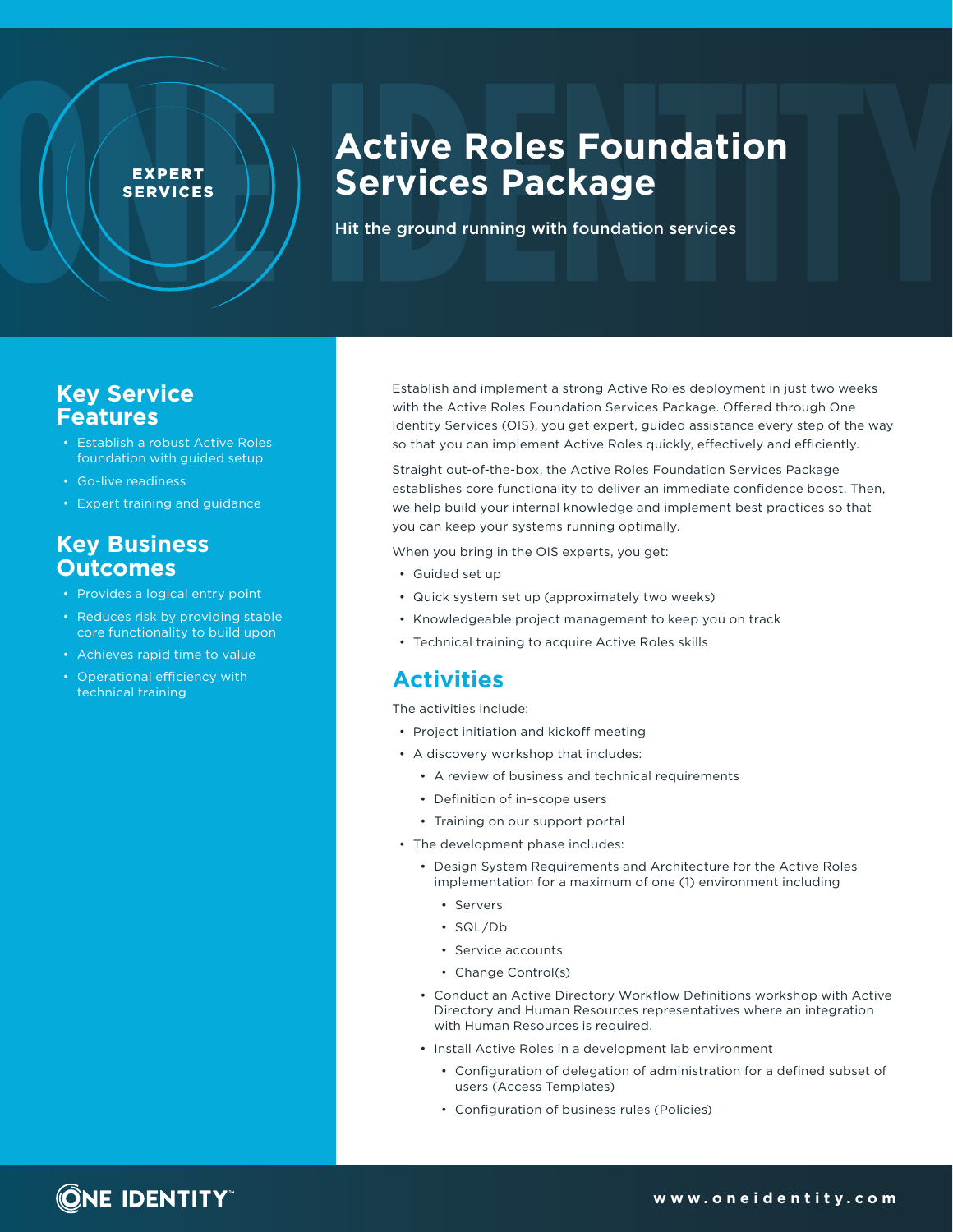EXPERT SERVICES

# Active Roles Foundation Services Package

Hit the ground running with foundation services

## Key Service Features

- Establish a robust Active Roles foundation with guided setup
- Go-live readiness
- Expert training and guidance

## Key Business Outcomes

- Provides a logical entry point
- Reduces risk by providing stable core functionality to build upon
- Achieves rapid time to value
- Operational efficiency with technical training

Establish and implement a strong Active Roles deployment in just two weeks with the Active Roles Foundation Services Package. Offered through One Identity Services (OIS), you get expert, guided assistance every step of the way so that you can implement Active Roles quickly, effectively and efficiently.

Straight out-of-the-box, the Active Roles Foundation Services Package establishes core functionality to deliver an immediate confidence boost. Then, we help build your internal knowledge and implement best practices so that you can keep your systems running optimally.

When you bring in the OIS experts, you get:

- Guided set up
- Quick system set up (approximately two weeks)
- Knowledgeable project management to keep you on track
- Technical training to acquire Active Roles skills

## Activities

The activities include:

- Project initiation and kickoff meeting
- A discovery workshop that includes:
  - A review of business and technical requirements
  - Definition of in-scope users
  - Training on our support portal
- The development phase includes:
  - Design System Requirements and Architecture for the Active Roles implementation for a maximum of one (1) environment including
    - Servers
    - SQL/Db
    - Service accounts
    - Change Control(s)
  - Conduct an Active Directory Workflow Definitions workshop with Active Directory and Human Resources representatives where an integration with Human Resources is required.
  - Install Active Roles in a development lab environment
    - Configuration of delegation of administration for a defined subset of users (Access Templates)
    - Configuration of business rules (Policies)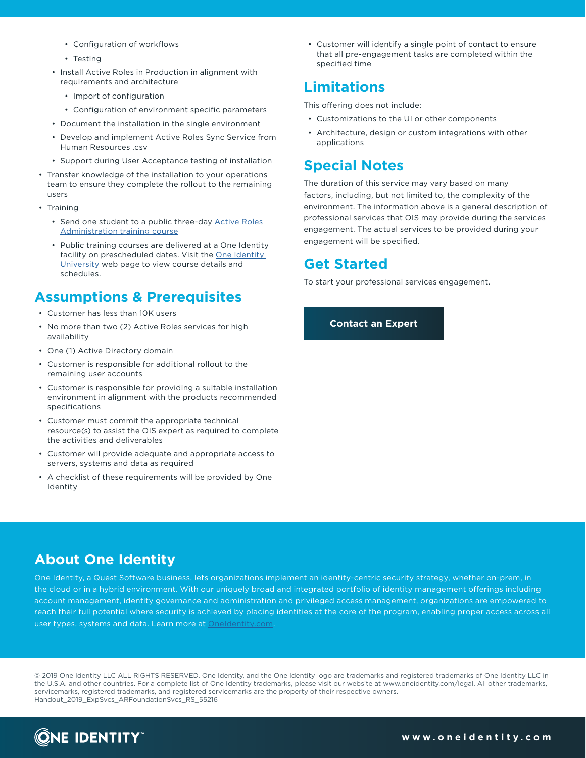- Configuration of workflows
    - Testing
  - Install Active Roles in Production in alignment with requirements and architecture
    - Import of configuration
    - Configuration of environment specific parameters
  - Document the installation in the single environment
  - Develop and implement Active Roles Sync Service from Human Resources .csv
  - Support during User Acceptance testing of installation
- Transfer knowledge of the installation to your operations team to ensure they complete the rollout to the remaining users
- Training
  - Send one student to a public three-day [Active Roles Administration training course]()
  - Public training courses are delivered at a One Identity facility on prescheduled dates. Visit the [One Identity University]() web page to view course details and schedules.

## Assumptions & Prerequisites

- Customer has less than 10K users
- No more than two (2) Active Roles services for high availability
- One (1) Active Directory domain
- Customer is responsible for additional rollout to the remaining user accounts
- Customer is responsible for providing a suitable installation environment in alignment with the products recommended specifications
- Customer must commit the appropriate technical resource(s) to assist the OIS expert as required to complete the activities and deliverables
- Customer will provide adequate and appropriate access to servers, systems and data as required
- A checklist of these requirements will be provided by One Identity
- Customer will identify a single point of contact to ensure that all pre-engagement tasks are completed within the specified time

## Limitations

This offering does not include:

- Customizations to the UI or other components
- Architecture, design or custom integrations with other applications

## Special Notes

The duration of this service may vary based on many factors, including, but not limited to, the complexity of the environment. The information above is a general description of professional services that OIS may provide during the services engagement. The actual services to be provided during your engagement will be specified.

## Get Started

To start your professional services engagement.

**Contact an Expert**

## About One Identity

One Identity, a Quest Software business, lets organizations implement an identity-centric security strategy, whether on-prem, in the cloud or in a hybrid environment. With our uniquely broad and integrated portfolio of identity management offerings including account management, identity governance and administration and privileged access management, organizations are empowered to reach their full potential where security is achieved by placing identities at the core of the program, enabling proper access across all user types, systems and data. Learn more at [OneIdentity.com]().

© 2019 One Identity LLC ALL RIGHTS RESERVED. One Identity, and the One Identity logo are trademarks and registered trademarks of One Identity LLC in the U.S.A. and other countries. For a complete list of One Identity trademarks, please visit our website at www.oneidentity.com/legal. All other trademarks, servicemarks, registered trademarks, and registered servicemarks are the property of their respective owners.
Handout_2019_ExpSvcs_ARFoundationSvcs_RS_55216

ONE IDENTITY™

www.oneidentity.com